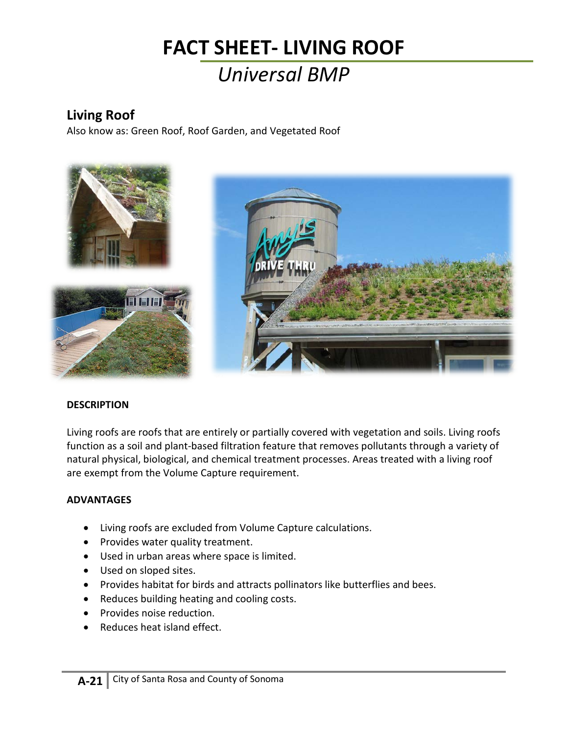# FACT SHEET- LIVING ROOF

## *Universal BMP*

### Living Roof

Also know as: Green Roof, Roof Garden, and Vegetated Roof

**DESCRIPTION**

Living roofs are roofs that are entirely or partially covered with vegetation and soils. Living roofs function as a soil and plant-based filtration feature that removes pollutants through a variety of natural physical, biological, and chemical treatment processes. Areas treated with a living roof are exempt from the Volume Capture requirement.

**ADVANTAGES**

- Living roofs are excluded from Volume Capture calculations.
- Provides water quality treatment.
- Used in urban areas where space is limited.
- Used on sloped sites.
- Provides habitat for birds and attracts pollinators like butterflies and bees.
- Reduces building heating and cooling costs.
- Provides noise reduction.
- Reduces heat island effect.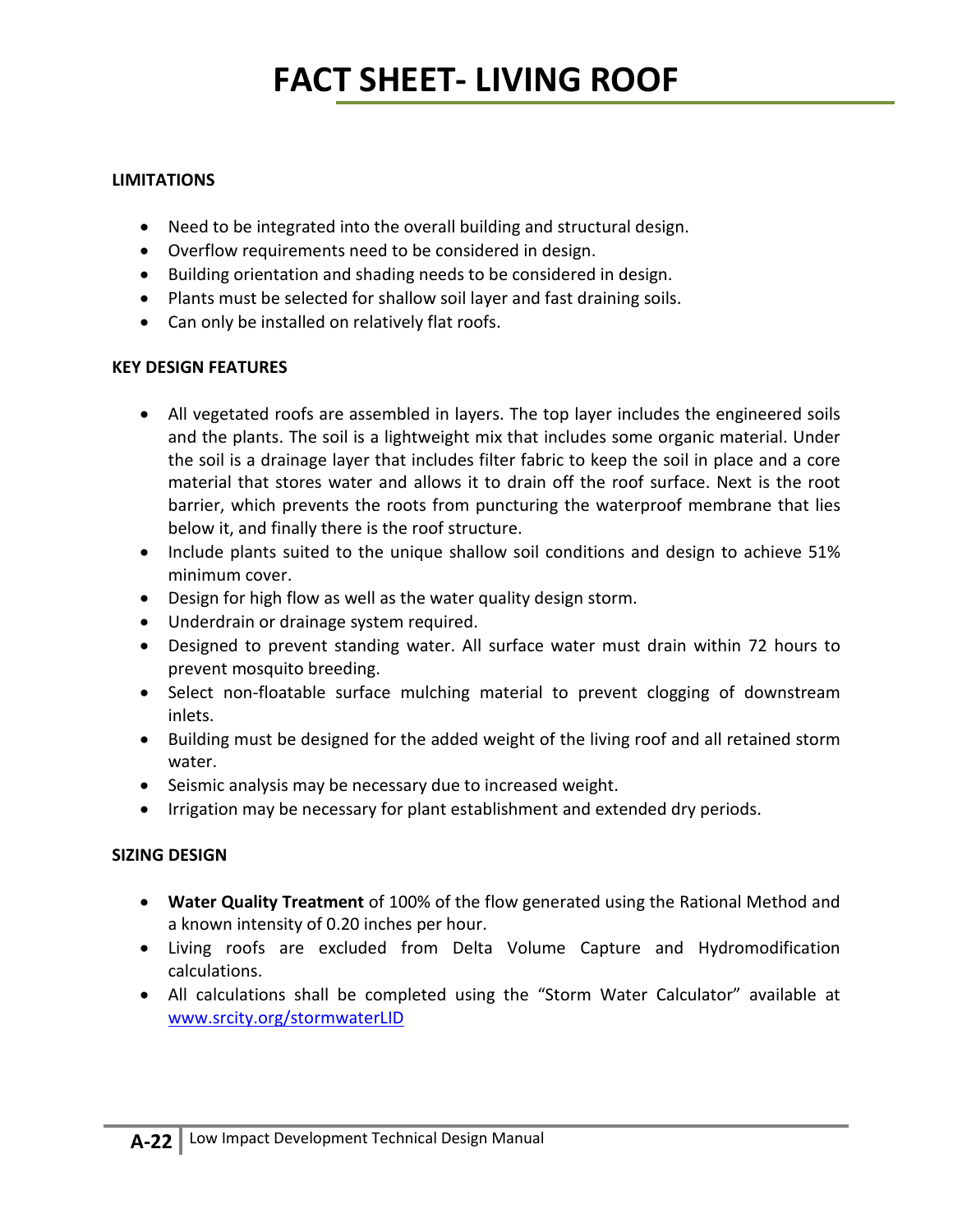# FACT SHEET- LIVING ROOF

**LIMITATIONS**

- Need to be integrated into the overall building and structural design.
- Overflow requirements need to be considered in design.
- Building orientation and shading needs to be considered in design.
- Plants must be selected for shallow soil layer and fast draining soils.
- Can only be installed on relatively flat roofs.

**KEY DESIGN FEATURES**

- All vegetated roofs are assembled in layers. The top layer includes the engineered soils and the plants. The soil is a lightweight mix that includes some organic material. Under the soil is a drainage layer that includes filter fabric to keep the soil in place and a core material that stores water and allows it to drain off the roof surface. Next is the root barrier, which prevents the roots from puncturing the waterproof membrane that lies below it, and finally there is the roof structure.
- Include plants suited to the unique shallow soil conditions and design to achieve 51% minimum cover.
- Design for high flow as well as the water quality design storm.
- Underdrain or drainage system required.
- Designed to prevent standing water. All surface water must drain within 72 hours to prevent mosquito breeding.
- Select non-floatable surface mulching material to prevent clogging of downstream inlets.
- Building must be designed for the added weight of the living roof and all retained storm water.
- Seismic analysis may be necessary due to increased weight.
- Irrigation may be necessary for plant establishment and extended dry periods.

**SIZING DESIGN**

- **Water Quality Treatment** of 100% of the flow generated using the Rational Method and a known intensity of 0.20 inches per hour.
- Living roofs are excluded from Delta Volume Capture and Hydromodification calculations.
- All calculations shall be completed using the "Storm Water Calculator" available at [www.srcity.org/stormwaterLID](http://www.srcity.org/stormwaterLID)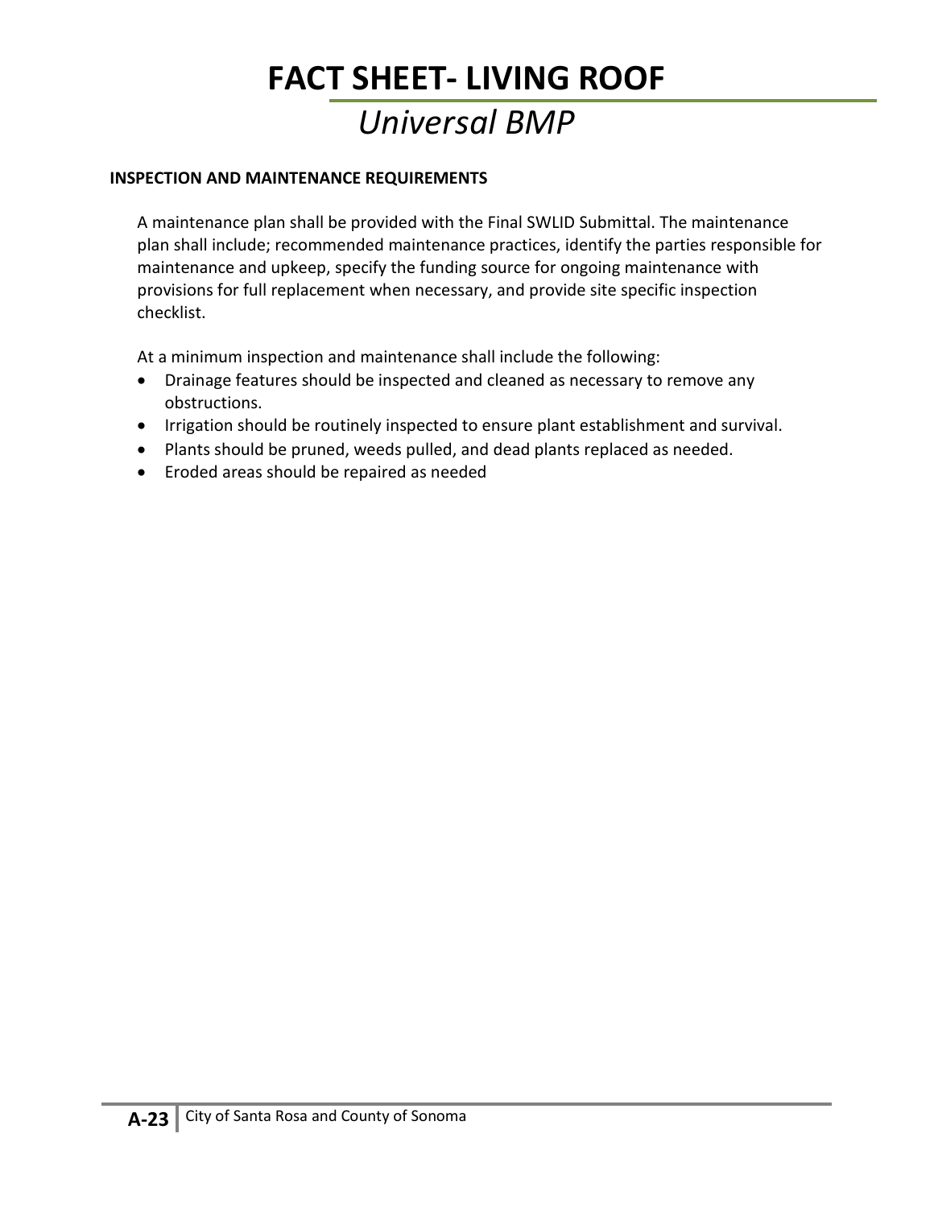# FACT SHEET- LIVING ROOF

## *Universal BMP*

**INSPECTION AND MAINTENANCE REQUIREMENTS**

A maintenance plan shall be provided with the Final SWLID Submittal. The maintenance plan shall include; recommended maintenance practices, identify the parties responsible for maintenance and upkeep, specify the funding source for ongoing maintenance with provisions for full replacement when necessary, and provide site specific inspection checklist.

At a minimum inspection and maintenance shall include the following:

- Drainage features should be inspected and cleaned as necessary to remove any obstructions.
- Irrigation should be routinely inspected to ensure plant establishment and survival.
- Plants should be pruned, weeds pulled, and dead plants replaced as needed.
- Eroded areas should be repaired as needed